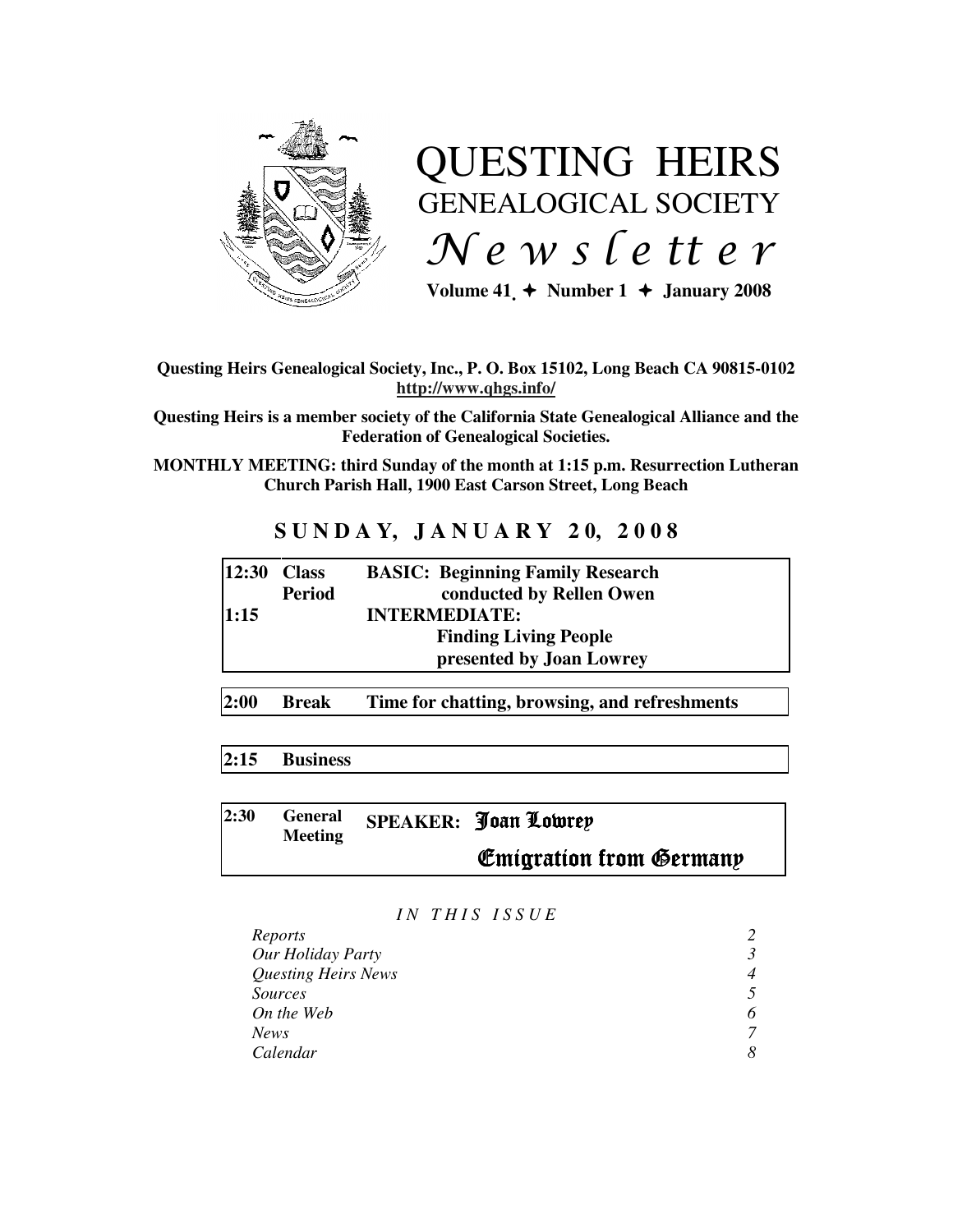# QUESTING HEIRS
## GENEALOGICAL SOCIETY
## *Newsletter*

**Volume 41 ✦ Number 1 ✦ January 2008**

**Questing Heirs Genealogical Society, Inc., P. O. Box 15102, Long Beach CA 90815-0102**
**http://www.qhgs.info/**

**Questing Heirs is a member society of the California State Genealogical Alliance and the Federation of Genealogical Societies.**

**MONTHLY MEETING: third Sunday of the month at 1:15 p.m. Resurrection Lutheran Church Parish Hall, 1900 East Carson Street, Long Beach**

## SUNDAY, JANUARY 20, 2008

| | | |
|---|---|---|
| **12:30** | **Class Period** | **BASIC: Beginning Family Research** conducted by Rellen Owen |
| **1:15** | | **INTERMEDIATE: Finding Living People** presented by Joan Lowrey |
| **2:00** | **Break** | **Time for chatting, browsing, and refreshments** |
| **2:15** | **Business** | |
| **2:30** | **General Meeting** | **SPEAKER: Joan Lowrey** — **Emigration from Germany** |

*IN THIS ISSUE*

| | |
|---|---|
| *Reports* | *2* |
| *Our Holiday Party* | *3* |
| *Questing Heirs News* | *4* |
| *Sources* | *5* |
| *On the Web* | *6* |
| *News* | *7* |
| *Calendar* | *8* |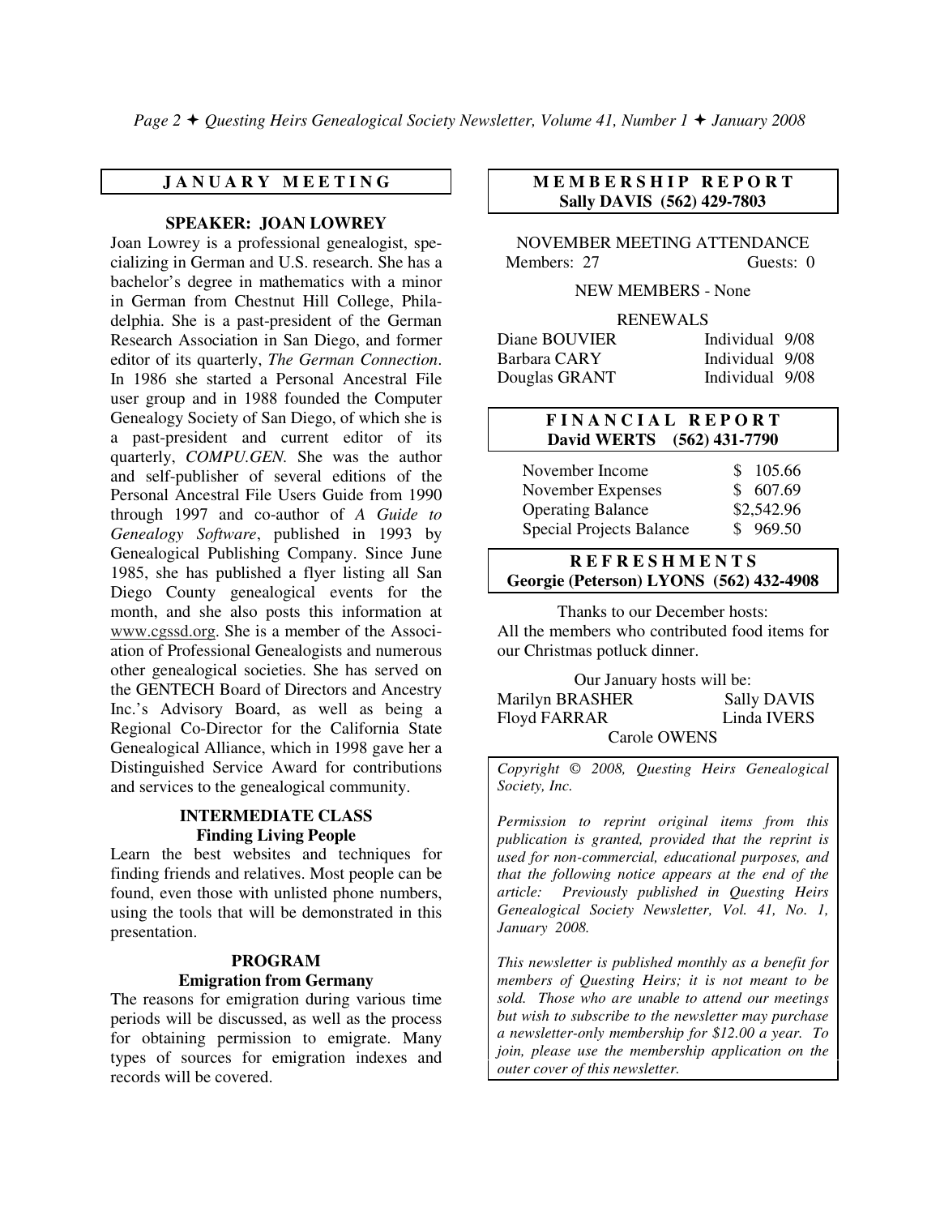## JANUARY MEETING

### SPEAKER: JOAN LOWREY

Joan Lowrey is a professional genealogist, specializing in German and U.S. research. She has a bachelor's degree in mathematics with a minor in German from Chestnut Hill College, Philadelphia. She is a past-president of the German Research Association in San Diego, and former editor of its quarterly, *The German Connection*. In 1986 she started a Personal Ancestral File user group and in 1988 founded the Computer Genealogy Society of San Diego, of which she is a past-president and current editor of its quarterly, *COMPU.GEN.* She was the author and self-publisher of several editions of the Personal Ancestral File Users Guide from 1990 through 1997 and co-author of *A Guide to Genealogy Software*, published in 1993 by Genealogical Publishing Company. Since June 1985, she has published a flyer listing all San Diego County genealogical events for the month, and she also posts this information at www.cgssd.org. She is a member of the Association of Professional Genealogists and numerous other genealogical societies. She has served on the GENTECH Board of Directors and Ancestry Inc.'s Advisory Board, as well as being a Regional Co-Director for the California State Genealogical Alliance, which in 1998 gave her a Distinguished Service Award for contributions and services to the genealogical community.

### INTERMEDIATE CLASS
**Finding Living People**

Learn the best websites and techniques for finding friends and relatives. Most people can be found, even those with unlisted phone numbers, using the tools that will be demonstrated in this presentation.

### PROGRAM
**Emigration from Germany**

The reasons for emigration during various time periods will be discussed, as well as the process for obtaining permission to emigrate. Many types of sources for emigration indexes and records will be covered.

## MEMBERSHIP REPORT
**Sally DAVIS (562) 429-7803**

NOVEMBER MEETING ATTENDANCE
Members: 27 Guests: 0

NEW MEMBERS - None

RENEWALS

| | | |
|---|---|---|
| Diane BOUVIER | Individual | 9/08 |
| Barbara CARY | Individual | 9/08 |
| Douglas GRANT | Individual | 9/08 |

## FINANCIAL REPORT
**David WERTS (562) 431-7790**

| | |
|---|---|
| November Income | $ 105.66 |
| November Expenses | $ 607.69 |
| Operating Balance | $2,542.96 |
| Special Projects Balance | $ 969.50 |

## REFRESHMENTS
**Georgie (Peterson) LYONS (562) 432-4908**

Thanks to our December hosts:
All the members who contributed food items for our Christmas potluck dinner.

Our January hosts will be:
Marilyn BRASHER, Sally DAVIS, Floyd FARRAR, Linda IVERS, Carole OWENS

*Copyright © 2008, Questing Heirs Genealogical Society, Inc.*

*Permission to reprint original items from this publication is granted, provided that the reprint is used for non-commercial, educational purposes, and that the following notice appears at the end of the article: Previously published in Questing Heirs Genealogical Society Newsletter, Vol. 41, No. 1, January 2008.*

*This newsletter is published monthly as a benefit for members of Questing Heirs; it is not meant to be sold. Those who are unable to attend our meetings but wish to subscribe to the newsletter may purchase a newsletter-only membership for $12.00 a year. To join, please use the membership application on the outer cover of this newsletter.*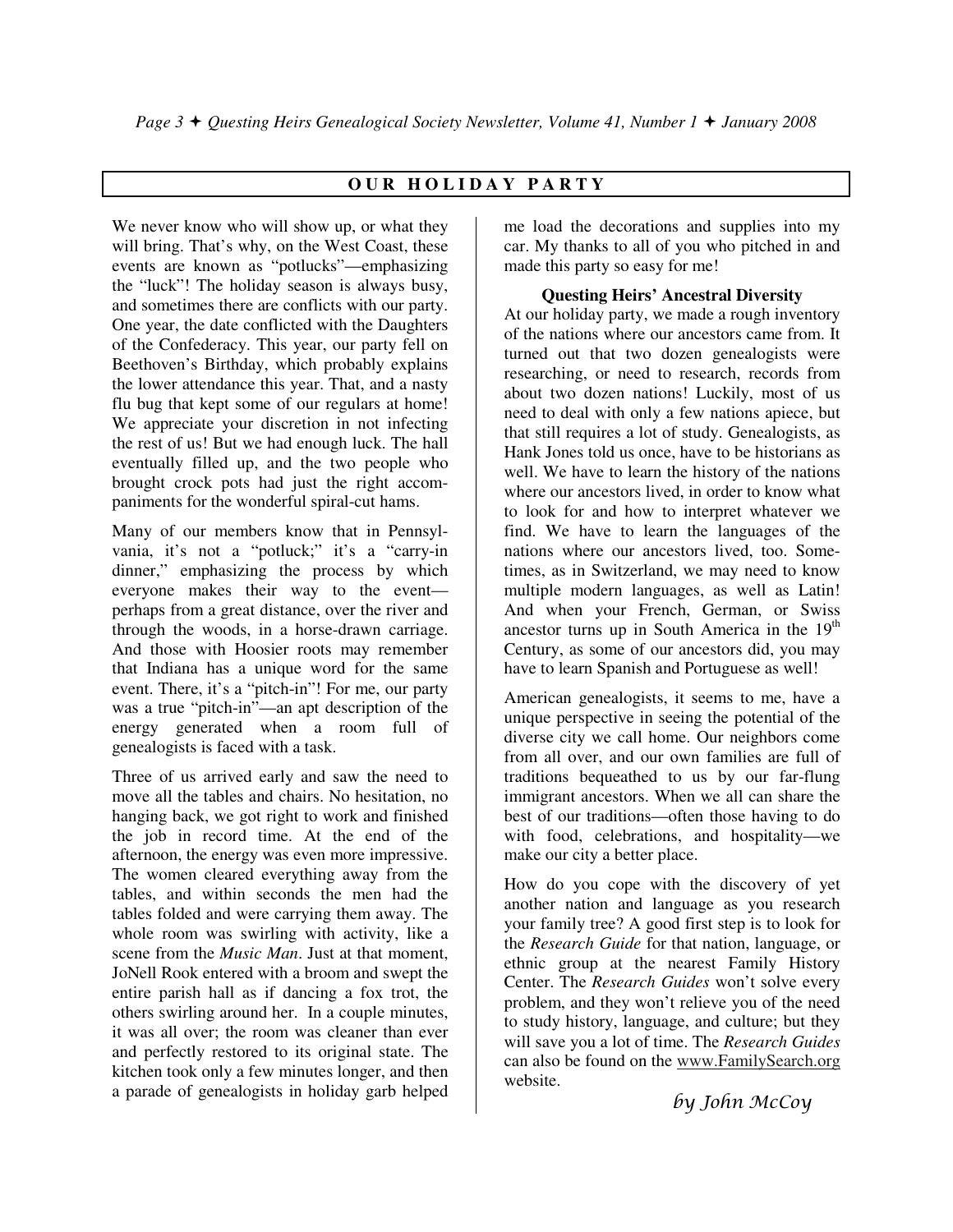## OUR HOLIDAY PARTY

We never know who will show up, or what they will bring. That's why, on the West Coast, these events are known as "potlucks"—emphasizing the "luck"! The holiday season is always busy, and sometimes there are conflicts with our party. One year, the date conflicted with the Daughters of the Confederacy. This year, our party fell on Beethoven's Birthday, which probably explains the lower attendance this year. That, and a nasty flu bug that kept some of our regulars at home! We appreciate your discretion in not infecting the rest of us! But we had enough luck. The hall eventually filled up, and the two people who brought crock pots had just the right accompaniments for the wonderful spiral-cut hams.

Many of our members know that in Pennsylvania, it's not a "potluck;" it's a "carry-in dinner," emphasizing the process by which everyone makes their way to the event—perhaps from a great distance, over the river and through the woods, in a horse-drawn carriage. And those with Hoosier roots may remember that Indiana has a unique word for the same event. There, it's a "pitch-in"! For me, our party was a true "pitch-in"—an apt description of the energy generated when a room full of genealogists is faced with a task.

Three of us arrived early and saw the need to move all the tables and chairs. No hesitation, no hanging back, we got right to work and finished the job in record time. At the end of the afternoon, the energy was even more impressive. The women cleared everything away from the tables, and within seconds the men had the tables folded and were carrying them away. The whole room was swirling with activity, like a scene from the *Music Man*. Just at that moment, JoNell Rook entered with a broom and swept the entire parish hall as if dancing a fox trot, the others swirling around her. In a couple minutes, it was all over; the room was cleaner than ever and perfectly restored to its original state. The kitchen took only a few minutes longer, and then a parade of genealogists in holiday garb helped me load the decorations and supplies into my car. My thanks to all of you who pitched in and made this party so easy for me!

### Questing Heirs' Ancestral Diversity

At our holiday party, we made a rough inventory of the nations where our ancestors came from. It turned out that two dozen genealogists were researching, or need to research, records from about two dozen nations! Luckily, most of us need to deal with only a few nations apiece, but that still requires a lot of study. Genealogists, as Hank Jones told us once, have to be historians as well. We have to learn the history of the nations where our ancestors lived, in order to know what to look for and how to interpret whatever we find. We have to learn the languages of the nations where our ancestors lived, too. Sometimes, as in Switzerland, we may need to know multiple modern languages, as well as Latin! And when your French, German, or Swiss ancestor turns up in South America in the 19th Century, as some of our ancestors did, you may have to learn Spanish and Portuguese as well!

American genealogists, it seems to me, have a unique perspective in seeing the potential of the diverse city we call home. Our neighbors come from all over, and our own families are full of traditions bequeathed to us by our far-flung immigrant ancestors. When we all can share the best of our traditions—often those having to do with food, celebrations, and hospitality—we make our city a better place.

How do you cope with the discovery of yet another nation and language as you research your family tree? A good first step is to look for the *Research Guide* for that nation, language, or ethnic group at the nearest Family History Center. The *Research Guides* won't solve every problem, and they won't relieve you of the need to study history, language, and culture; but they will save you a lot of time. The *Research Guides* can also be found on the www.FamilySearch.org website.

*by John McCoy*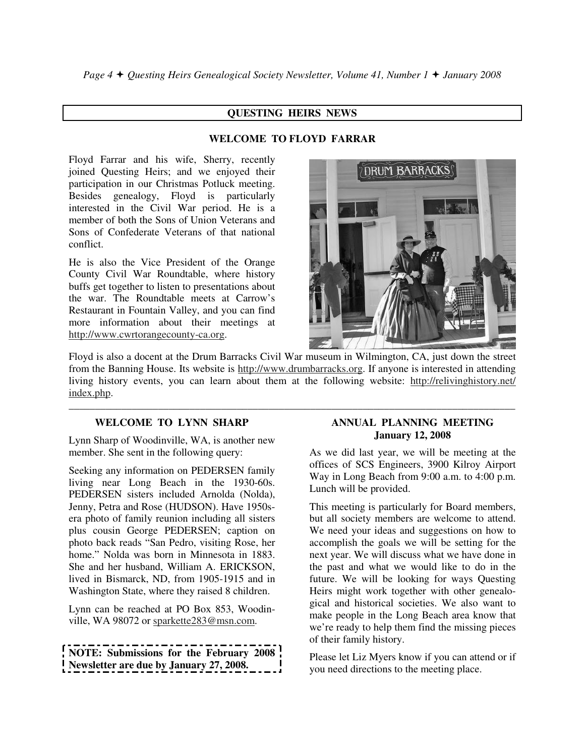## QUESTING HEIRS NEWS

### WELCOME TO FLOYD FARRAR

Floyd Farrar and his wife, Sherry, recently joined Questing Heirs; and we enjoyed their participation in our Christmas Potluck meeting. Besides genealogy, Floyd is particularly interested in the Civil War period. He is a member of both the Sons of Union Veterans and Sons of Confederate Veterans of that national conflict.

He is also the Vice President of the Orange County Civil War Roundtable, where history buffs get together to listen to presentations about the war. The Roundtable meets at Carrow's Restaurant in Fountain Valley, and you can find more information about their meetings at http://www.cwrtorangecounty-ca.org.

Floyd is also a docent at the Drum Barracks Civil War museum in Wilmington, CA, just down the street from the Banning House. Its website is http://www.drumbarracks.org. If anyone is interested in attending living history events, you can learn about them at the following website: http://relivinghistory.net/index.php.

---

### WELCOME TO LYNN SHARP

Lynn Sharp of Woodinville, WA, is another new member. She sent in the following query:

Seeking any information on PEDERSEN family living near Long Beach in the 1930-60s. PEDERSEN sisters included Arnolda (Nolda), Jenny, Petra and Rose (HUDSON). Have 1950s-era photo of family reunion including all sisters plus cousin George PEDERSEN; caption on photo back reads "San Pedro, visiting Rose, her home." Nolda was born in Minnesota in 1883. She and her husband, William A. ERICKSON, lived in Bismarck, ND, from 1905-1915 and in Washington State, where they raised 8 children.

Lynn can be reached at PO Box 853, Woodinville, WA 98072 or sparkette283@msn.com.

**NOTE: Submissions for the February 2008 Newsletter are due by January 27, 2008.**

### ANNUAL PLANNING MEETING
### January 12, 2008

As we did last year, we will be meeting at the offices of SCS Engineers, 3900 Kilroy Airport Way in Long Beach from 9:00 a.m. to 4:00 p.m. Lunch will be provided.

This meeting is particularly for Board members, but all society members are welcome to attend. We need your ideas and suggestions on how to accomplish the goals we will be setting for the next year. We will discuss what we have done in the past and what we would like to do in the future. We will be looking for ways Questing Heirs might work together with other genealogical and historical societies. We also want to make people in the Long Beach area know that we're ready to help them find the missing pieces of their family history.

Please let Liz Myers know if you can attend or if you need directions to the meeting place.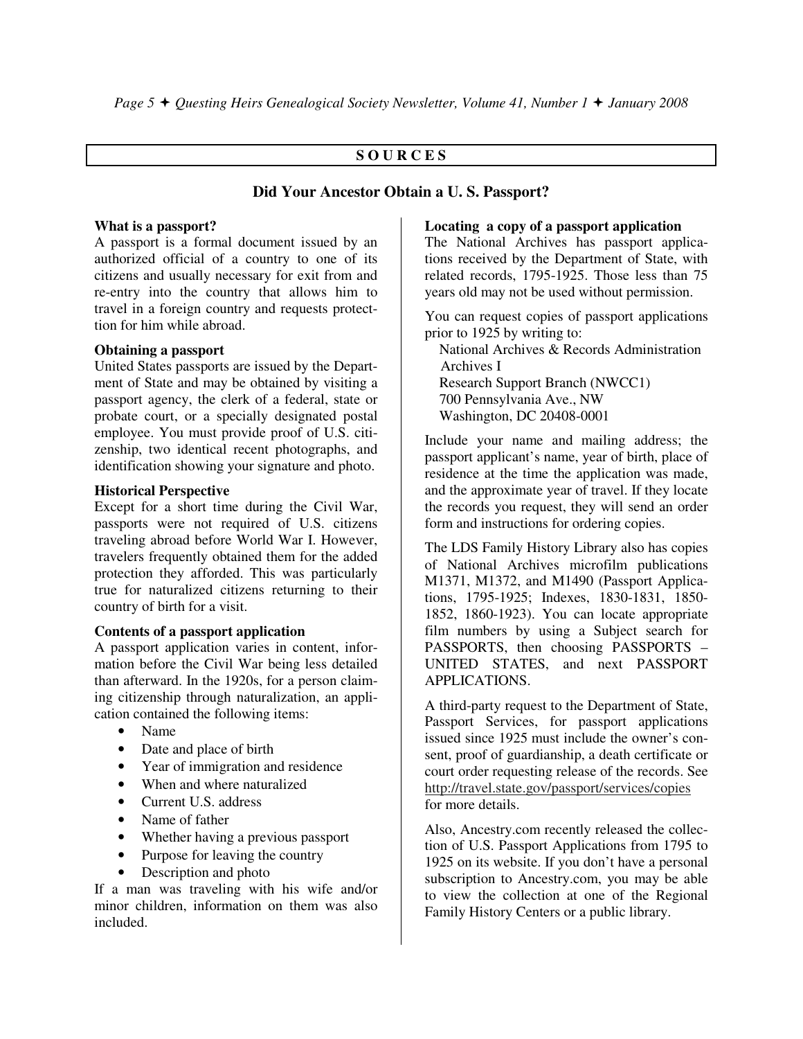## SOURCES

### Did Your Ancestor Obtain a U. S. Passport?

**What is a passport?**
A passport is a formal document issued by an authorized official of a country to one of its citizens and usually necessary for exit from and re-entry into the country that allows him to travel in a foreign country and requests protecttion for him while abroad.

**Obtaining a passport**
United States passports are issued by the Department of State and may be obtained by visiting a passport agency, the clerk of a federal, state or probate court, or a specially designated postal employee. You must provide proof of U.S. citizenship, two identical recent photographs, and identification showing your signature and photo.

**Historical Perspective**
Except for a short time during the Civil War, passports were not required of U.S. citizens traveling abroad before World War I. However, travelers frequently obtained them for the added protection they afforded. This was particularly true for naturalized citizens returning to their country of birth for a visit.

**Contents of a passport application**
A passport application varies in content, information before the Civil War being less detailed than afterward. In the 1920s, for a person claiming citizenship through naturalization, an application contained the following items:

- Name
- Date and place of birth
- Year of immigration and residence
- When and where naturalized
- Current U.S. address
- Name of father
- Whether having a previous passport
- Purpose for leaving the country
- Description and photo

If a man was traveling with his wife and/or minor children, information on them was also included.

**Locating a copy of a passport application**
The National Archives has passport applications received by the Department of State, with related records, 1795-1925. Those less than 75 years old may not be used without permission.

You can request copies of passport applications prior to 1925 by writing to:

National Archives & Records Administration
Archives I
Research Support Branch (NWCC1)
700 Pennsylvania Ave., NW
Washington, DC 20408-0001

Include your name and mailing address; the passport applicant's name, year of birth, place of residence at the time the application was made, and the approximate year of travel. If they locate the records you request, they will send an order form and instructions for ordering copies.

The LDS Family History Library also has copies of National Archives microfilm publications M1371, M1372, and M1490 (Passport Applications, 1795-1925; Indexes, 1830-1831, 1850-1852, 1860-1923). You can locate appropriate film numbers by using a Subject search for PASSPORTS, then choosing PASSPORTS – UNITED STATES, and next PASSPORT APPLICATIONS.

A third-party request to the Department of State, Passport Services, for passport applications issued since 1925 must include the owner's consent, proof of guardianship, a death certificate or court order requesting release of the records. See http://travel.state.gov/passport/services/copies for more details.

Also, Ancestry.com recently released the collection of U.S. Passport Applications from 1795 to 1925 on its website. If you don't have a personal subscription to Ancestry.com, you may be able to view the collection at one of the Regional Family History Centers or a public library.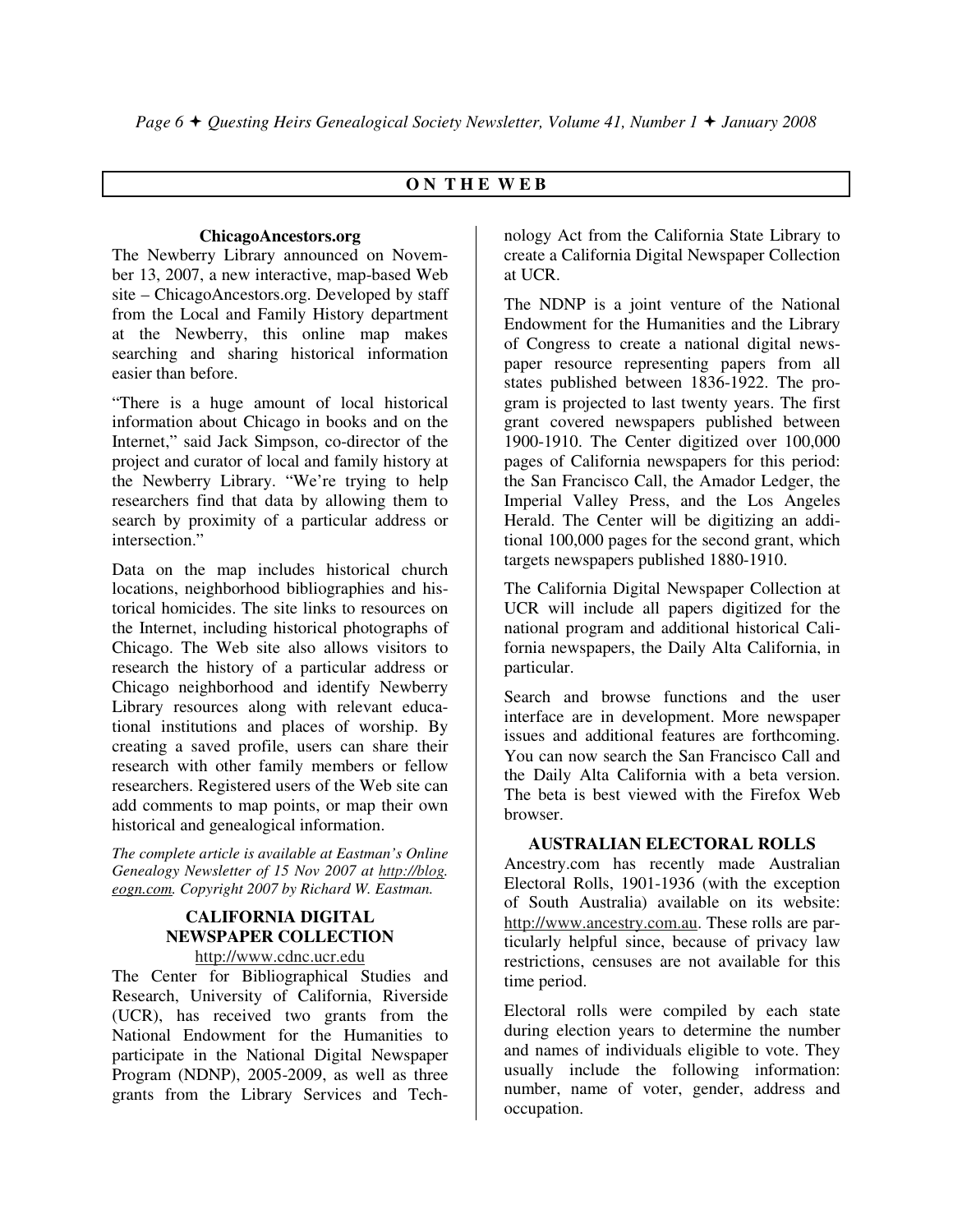## ON THE WEB

### ChicagoAncestors.org

The Newberry Library announced on November 13, 2007, a new interactive, map-based Web site – ChicagoAncestors.org. Developed by staff from the Local and Family History department at the Newberry, this online map makes searching and sharing historical information easier than before.

"There is a huge amount of local historical information about Chicago in books and on the Internet," said Jack Simpson, co-director of the project and curator of local and family history at the Newberry Library. "We're trying to help researchers find that data by allowing them to search by proximity of a particular address or intersection."

Data on the map includes historical church locations, neighborhood bibliographies and historical homicides. The site links to resources on the Internet, including historical photographs of Chicago. The Web site also allows visitors to research the history of a particular address or Chicago neighborhood and identify Newberry Library resources along with relevant educational institutions and places of worship. By creating a saved profile, users can share their research with other family members or fellow researchers. Registered users of the Web site can add comments to map points, or map their own historical and genealogical information.

*The complete article is available at Eastman's Online Genealogy Newsletter of 15 Nov 2007 at http://blog.eogn.com. Copyright 2007 by Richard W. Eastman.*

### CALIFORNIA DIGITAL NEWSPAPER COLLECTION

http://www.cdnc.ucr.edu

The Center for Bibliographical Studies and Research, University of California, Riverside (UCR), has received two grants from the National Endowment for the Humanities to participate in the National Digital Newspaper Program (NDNP), 2005-2009, as well as three grants from the Library Services and Technology Act from the California State Library to create a California Digital Newspaper Collection at UCR.

The NDNP is a joint venture of the National Endowment for the Humanities and the Library of Congress to create a national digital newspaper resource representing papers from all states published between 1836-1922. The program is projected to last twenty years. The first grant covered newspapers published between 1900-1910. The Center digitized over 100,000 pages of California newspapers for this period: the San Francisco Call, the Amador Ledger, the Imperial Valley Press, and the Los Angeles Herald. The Center will be digitizing an additional 100,000 pages for the second grant, which targets newspapers published 1880-1910.

The California Digital Newspaper Collection at UCR will include all papers digitized for the national program and additional historical California newspapers, the Daily Alta California, in particular.

Search and browse functions and the user interface are in development. More newspaper issues and additional features are forthcoming. You can now search the San Francisco Call and the Daily Alta California with a beta version. The beta is best viewed with the Firefox Web browser.

### AUSTRALIAN ELECTORAL ROLLS

Ancestry.com has recently made Australian Electoral Rolls, 1901-1936 (with the exception of South Australia) available on its website: http://www.ancestry.com.au. These rolls are particularly helpful since, because of privacy law restrictions, censuses are not available for this time period.

Electoral rolls were compiled by each state during election years to determine the number and names of individuals eligible to vote. They usually include the following information: number, name of voter, gender, address and occupation.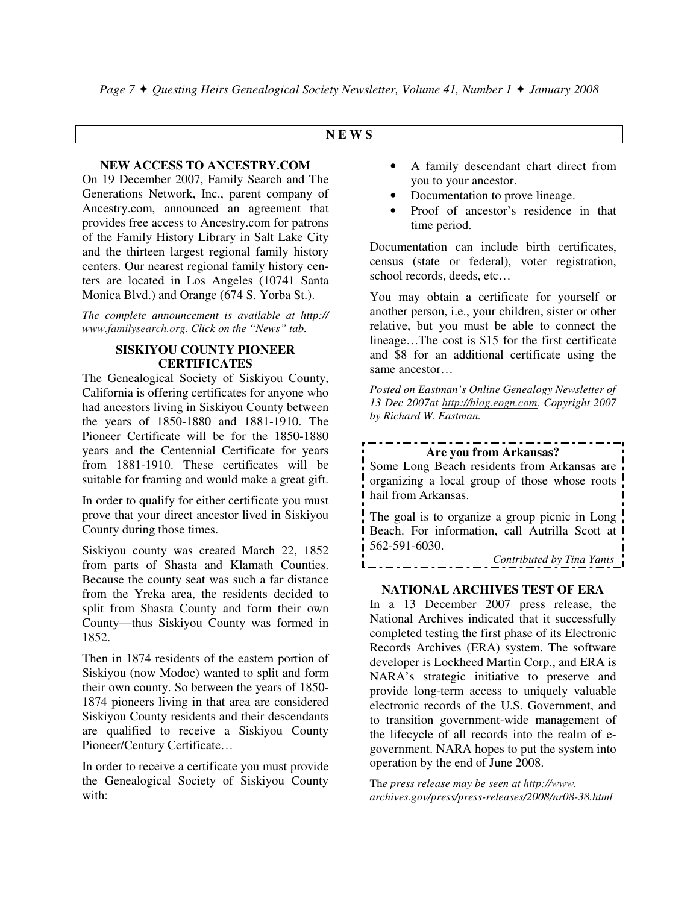## NEWS

### NEW ACCESS TO ANCESTRY.COM

On 19 December 2007, Family Search and The Generations Network, Inc., parent company of Ancestry.com, announced an agreement that provides free access to Ancestry.com for patrons of the Family History Library in Salt Lake City and the thirteen largest regional family history centers. Our nearest regional family history centers are located in Los Angeles (10741 Santa Monica Blvd.) and Orange (674 S. Yorba St.).

*The complete announcement is available at http://www.familysearch.org. Click on the "News" tab.*

### SISKIYOU COUNTY PIONEER CERTIFICATES

The Genealogical Society of Siskiyou County, California is offering certificates for anyone who had ancestors living in Siskiyou County between the years of 1850-1880 and 1881-1910. The Pioneer Certificate will be for the 1850-1880 years and the Centennial Certificate for years from 1881-1910. These certificates will be suitable for framing and would make a great gift.

In order to qualify for either certificate you must prove that your direct ancestor lived in Siskiyou County during those times.

Siskiyou county was created March 22, 1852 from parts of Shasta and Klamath Counties. Because the county seat was such a far distance from the Yreka area, the residents decided to split from Shasta County and form their own County—thus Siskiyou County was formed in 1852.

Then in 1874 residents of the eastern portion of Siskiyou (now Modoc) wanted to split and form their own county. So between the years of 1850-1874 pioneers living in that area are considered Siskiyou County residents and their descendants are qualified to receive a Siskiyou County Pioneer/Century Certificate…

In order to receive a certificate you must provide the Genealogical Society of Siskiyou County with:

- A family descendant chart direct from you to your ancestor.
- Documentation to prove lineage.
- Proof of ancestor's residence in that time period.

Documentation can include birth certificates, census (state or federal), voter registration, school records, deeds, etc…

You may obtain a certificate for yourself or another person, i.e., your children, sister or other relative, but you must be able to connect the lineage…The cost is $15 for the first certificate and $8 for an additional certificate using the same ancestor…

*Posted on Eastman's Online Genealogy Newsletter of 13 Dec 2007at http://blog.eogn.com. Copyright 2007 by Richard W. Eastman.*

---

**Are you from Arkansas?**

Some Long Beach residents from Arkansas are organizing a local group of those whose roots hail from Arkansas.

The goal is to organize a group picnic in Long Beach. For information, call Autrilla Scott at 562-591-6030.

*Contributed by Tina Yanis*

---

### NATIONAL ARCHIVES TEST OF ERA

In a 13 December 2007 press release, the National Archives indicated that it successfully completed testing the first phase of its Electronic Records Archives (ERA) system. The software developer is Lockheed Martin Corp., and ERA is NARA's strategic initiative to preserve and provide long-term access to uniquely valuable electronic records of the U.S. Government, and to transition government-wide management of the lifecycle of all records into the realm of e-government. NARA hopes to put the system into operation by the end of June 2008.

*The press release may be seen at http://www.archives.gov/press/press-releases/2008/nr08-38.html*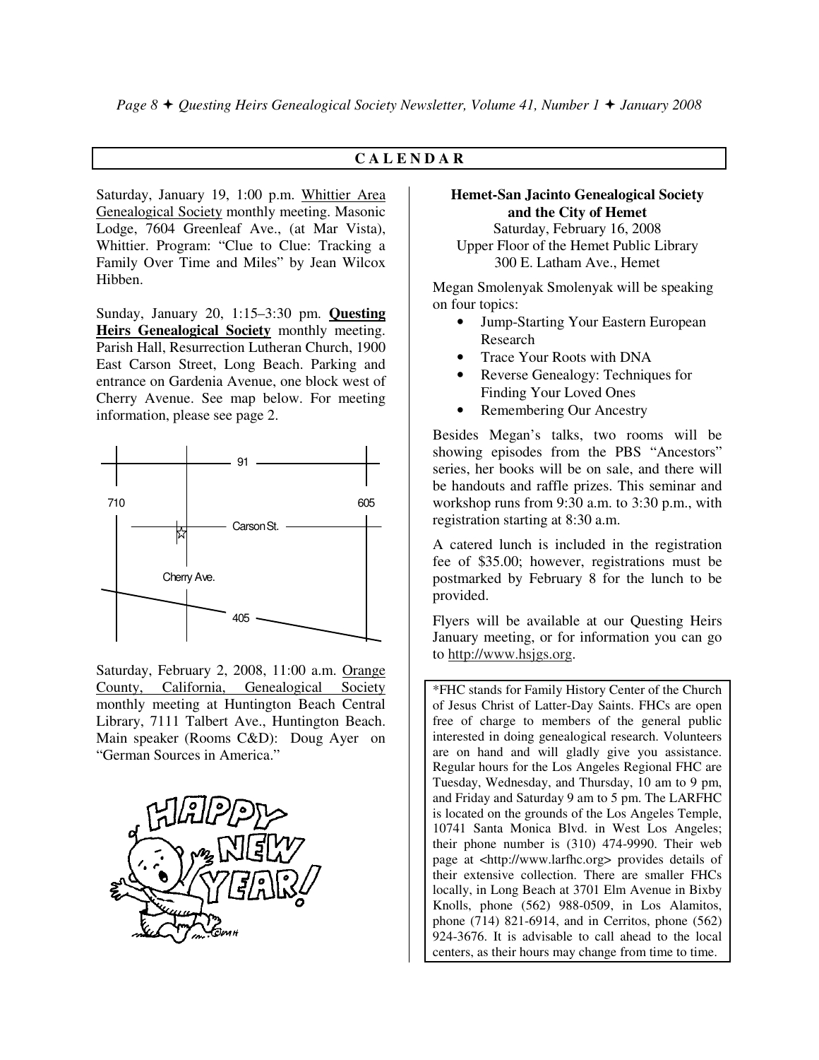## CALENDAR

Saturday, January 19, 1:00 p.m. Whittier Area Genealogical Society monthly meeting. Masonic Lodge, 7604 Greenleaf Ave., (at Mar Vista), Whittier. Program: "Clue to Clue: Tracking a Family Over Time and Miles" by Jean Wilcox Hibben.

Sunday, January 20, 1:15–3:30 pm. **Questing Heirs Genealogical Society** monthly meeting. Parish Hall, Resurrection Lutheran Church, 1900 East Carson Street, Long Beach. Parking and entrance on Gardenia Avenue, one block west of Cherry Avenue. See map below. For meeting information, please see page 2.

91

710

605

Carson St.

Cherry Ave.

405

Saturday, February 2, 2008, 11:00 a.m. Orange County, California, Genealogical Society monthly meeting at Huntington Beach Central Library, 7111 Talbert Ave., Huntington Beach. Main speaker (Rooms C&D): Doug Ayer on "German Sources in America."

**Hemet-San Jacinto Genealogical Society and the City of Hemet**
Saturday, February 16, 2008
Upper Floor of the Hemet Public Library
300 E. Latham Ave., Hemet

Megan Smolenyak Smolenyak will be speaking on four topics:

- Jump-Starting Your Eastern European Research
- Trace Your Roots with DNA
- Reverse Genealogy: Techniques for Finding Your Loved Ones
- Remembering Our Ancestry

Besides Megan's talks, two rooms will be showing episodes from the PBS "Ancestors" series, her books will be on sale, and there will be handouts and raffle prizes. This seminar and workshop runs from 9:30 a.m. to 3:30 p.m., with registration starting at 8:30 a.m.

A catered lunch is included in the registration fee of $35.00; however, registrations must be postmarked by February 8 for the lunch to be provided.

Flyers will be available at our Questing Heirs January meeting, or for information you can go to http://www.hsjgs.org.

*FHC stands for Family History Center of the Church of Jesus Christ of Latter-Day Saints. FHCs are open free of charge to members of the general public interested in doing genealogical research. Volunteers are on hand and will gladly give you assistance. Regular hours for the Los Angeles Regional FHC are Tuesday, Wednesday, and Thursday, 10 am to 9 pm, and Friday and Saturday 9 am to 5 pm. The LARFHC is located on the grounds of the Los Angeles Temple, 10741 Santa Monica Blvd. in West Los Angeles; their phone number is (310) 474-9990. Their web page at <http://www.larfhc.org> provides details of their extensive collection. There are smaller FHCs locally, in Long Beach at 3701 Elm Avenue in Bixby Knolls, phone (562) 988-0509, in Los Alamitos, phone (714) 821-6914, and in Cerritos, phone (562) 924-3676. It is advisable to call ahead to the local centers, as their hours may change from time to time.